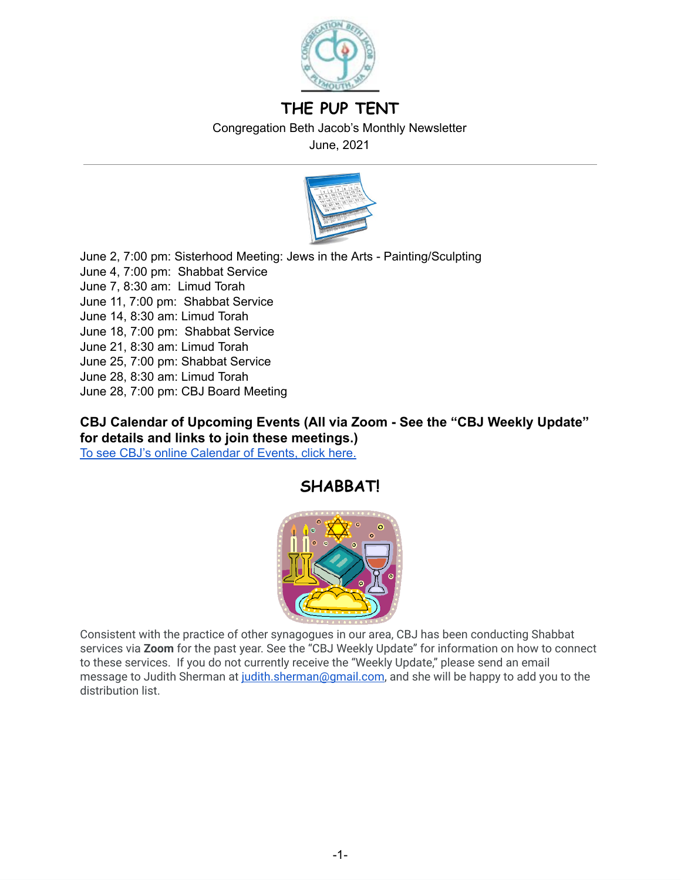# THE PUP TENT

Congregation Beth Jacob's Monthly Newsletter

June, 2021

---

June 2, 7:00 pm: Sisterhood Meeting: Jews in the Arts - Painting/Sculpting
June 4, 7:00 pm: Shabbat Service
June 7, 8:30 am: Limud Torah
June 11, 7:00 pm: Shabbat Service
June 14, 8:30 am: Limud Torah
June 18, 7:00 pm: Shabbat Service
June 21, 8:30 am: Limud Torah
June 25, 7:00 pm: Shabbat Service
June 28, 8:30 am: Limud Torah
June 28, 7:00 pm: CBJ Board Meeting

**CBJ Calendar of Upcoming Events (All via Zoom - See the "CBJ Weekly Update" for details and links to join these meetings.)**

To see CBJ's online Calendar of Events, click here.

## SHABBAT!

Consistent with the practice of other synagogues in our area, CBJ has been conducting Shabbat services via **Zoom** for the past year. See the "CBJ Weekly Update" for information on how to connect to these services. If you do not currently receive the "Weekly Update," please send an email message to Judith Sherman at judith.sherman@gmail.com, and she will be happy to add you to the distribution list.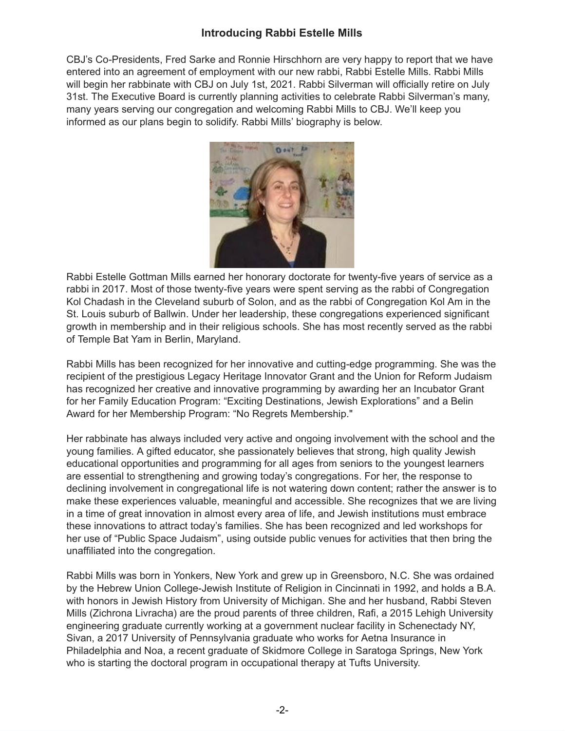## Introducing Rabbi Estelle Mills

CBJ's Co-Presidents, Fred Sarke and Ronnie Hirschhorn are very happy to report that we have entered into an agreement of employment with our new rabbi, Rabbi Estelle Mills. Rabbi Mills will begin her rabbinate with CBJ on July 1st, 2021. Rabbi Silverman will officially retire on July 31st. The Executive Board is currently planning activities to celebrate Rabbi Silverman's many, many years serving our congregation and welcoming Rabbi Mills to CBJ. We'll keep you informed as our plans begin to solidify. Rabbi Mills' biography is below.

Rabbi Estelle Gottman Mills earned her honorary doctorate for twenty-five years of service as a rabbi in 2017. Most of those twenty-five years were spent serving as the rabbi of Congregation Kol Chadash in the Cleveland suburb of Solon, and as the rabbi of Congregation Kol Am in the St. Louis suburb of Ballwin. Under her leadership, these congregations experienced significant growth in membership and in their religious schools. She has most recently served as the rabbi of Temple Bat Yam in Berlin, Maryland.

Rabbi Mills has been recognized for her innovative and cutting-edge programming. She was the recipient of the prestigious Legacy Heritage Innovator Grant and the Union for Reform Judaism has recognized her creative and innovative programming by awarding her an Incubator Grant for her Family Education Program: "Exciting Destinations, Jewish Explorations" and a Belin Award for her Membership Program: "No Regrets Membership."

Her rabbinate has always included very active and ongoing involvement with the school and the young families. A gifted educator, she passionately believes that strong, high quality Jewish educational opportunities and programming for all ages from seniors to the youngest learners are essential to strengthening and growing today's congregations. For her, the response to declining involvement in congregational life is not watering down content; rather the answer is to make these experiences valuable, meaningful and accessible. She recognizes that we are living in a time of great innovation in almost every area of life, and Jewish institutions must embrace these innovations to attract today's families. She has been recognized and led workshops for her use of "Public Space Judaism", using outside public venues for activities that then bring the unaffiliated into the congregation.

Rabbi Mills was born in Yonkers, New York and grew up in Greensboro, N.C. She was ordained by the Hebrew Union College-Jewish Institute of Religion in Cincinnati in 1992, and holds a B.A. with honors in Jewish History from University of Michigan. She and her husband, Rabbi Steven Mills (Zichrona Livracha) are the proud parents of three children, Rafi, a 2015 Lehigh University engineering graduate currently working at a government nuclear facility in Schenectady NY, Sivan, a 2017 University of Pennsylvania graduate who works for Aetna Insurance in Philadelphia and Noa, a recent graduate of Skidmore College in Saratoga Springs, New York who is starting the doctoral program in occupational therapy at Tufts University.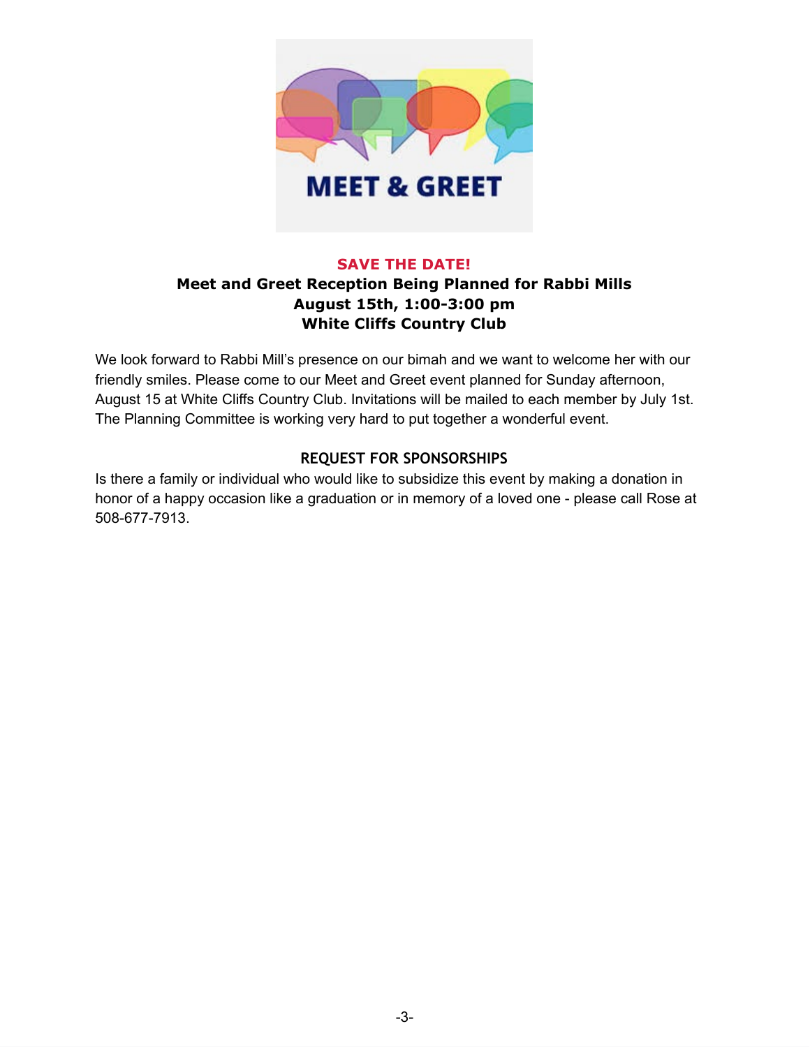# MEET & GREET

**SAVE THE DATE!**

**Meet and Greet Reception Being Planned for Rabbi Mills**
**August 15th, 1:00-3:00 pm**
**White Cliffs Country Club**

We look forward to Rabbi Mill's presence on our bimah and we want to welcome her with our friendly smiles. Please come to our Meet and Greet event planned for Sunday afternoon, August 15 at White Cliffs Country Club. Invitations will be mailed to each member by July 1st. The Planning Committee is working very hard to put together a wonderful event.

## REQUEST FOR SPONSORSHIPS

Is there a family or individual who would like to subsidize this event by making a donation in honor of a happy occasion like a graduation or in memory of a loved one - please call Rose at 508-677-7913.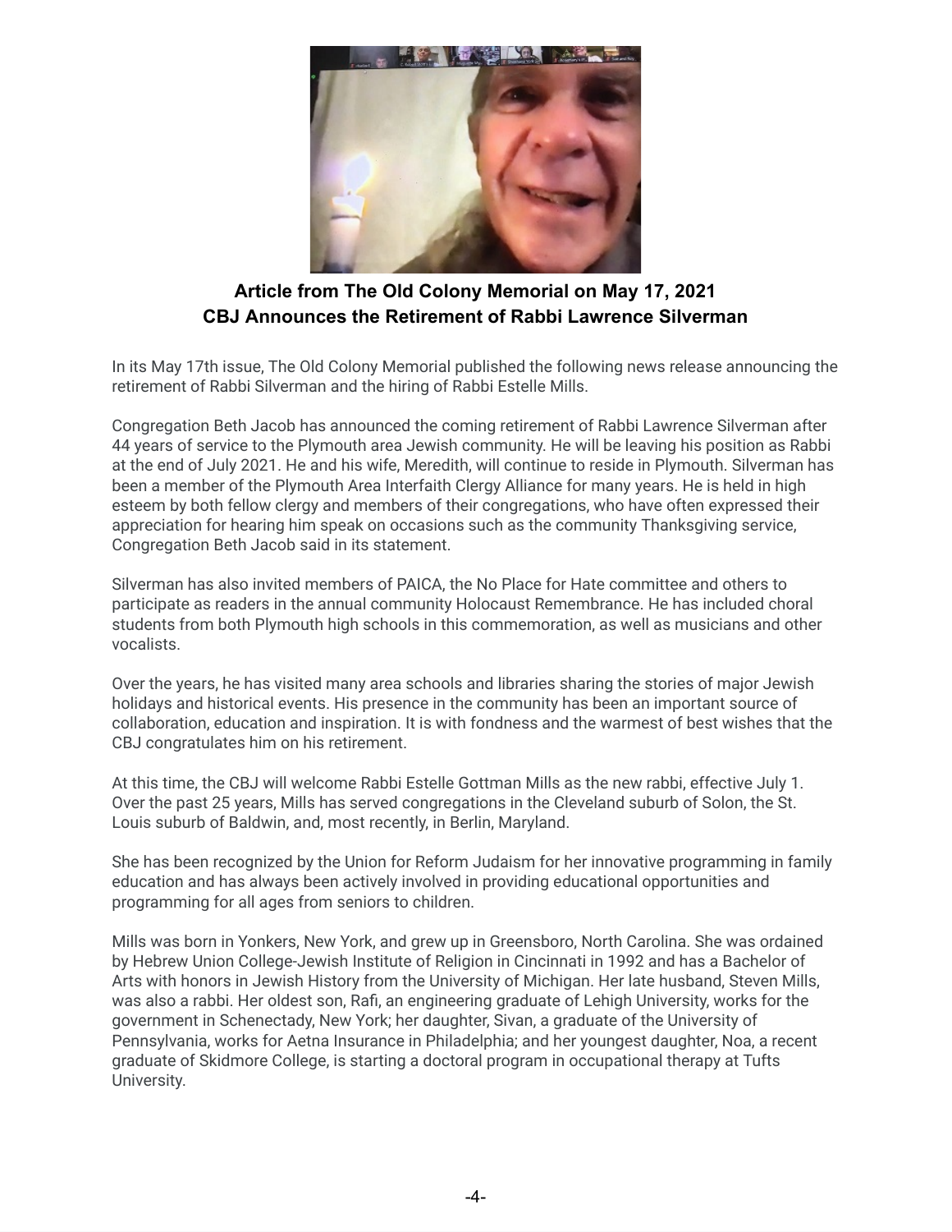**Article from The Old Colony Memorial on May 17, 2021**
**CBJ Announces the Retirement of Rabbi Lawrence Silverman**

In its May 17th issue, The Old Colony Memorial published the following news release announcing the retirement of Rabbi Silverman and the hiring of Rabbi Estelle Mills.

Congregation Beth Jacob has announced the coming retirement of Rabbi Lawrence Silverman after 44 years of service to the Plymouth area Jewish community. He will be leaving his position as Rabbi at the end of July 2021. He and his wife, Meredith, will continue to reside in Plymouth. Silverman has been a member of the Plymouth Area Interfaith Clergy Alliance for many years. He is held in high esteem by both fellow clergy and members of their congregations, who have often expressed their appreciation for hearing him speak on occasions such as the community Thanksgiving service, Congregation Beth Jacob said in its statement.

Silverman has also invited members of PAICA, the No Place for Hate committee and others to participate as readers in the annual community Holocaust Remembrance. He has included choral students from both Plymouth high schools in this commemoration, as well as musicians and other vocalists.

Over the years, he has visited many area schools and libraries sharing the stories of major Jewish holidays and historical events. His presence in the community has been an important source of collaboration, education and inspiration. It is with fondness and the warmest of best wishes that the CBJ congratulates him on his retirement.

At this time, the CBJ will welcome Rabbi Estelle Gottman Mills as the new rabbi, effective July 1. Over the past 25 years, Mills has served congregations in the Cleveland suburb of Solon, the St. Louis suburb of Baldwin, and, most recently, in Berlin, Maryland.

She has been recognized by the Union for Reform Judaism for her innovative programming in family education and has always been actively involved in providing educational opportunities and programming for all ages from seniors to children.

Mills was born in Yonkers, New York, and grew up in Greensboro, North Carolina. She was ordained by Hebrew Union College-Jewish Institute of Religion in Cincinnati in 1992 and has a Bachelor of Arts with honors in Jewish History from the University of Michigan. Her late husband, Steven Mills, was also a rabbi. Her oldest son, Rafi, an engineering graduate of Lehigh University, works for the government in Schenectady, New York; her daughter, Sivan, a graduate of the University of Pennsylvania, works for Aetna Insurance in Philadelphia; and her youngest daughter, Noa, a recent graduate of Skidmore College, is starting a doctoral program in occupational therapy at Tufts University.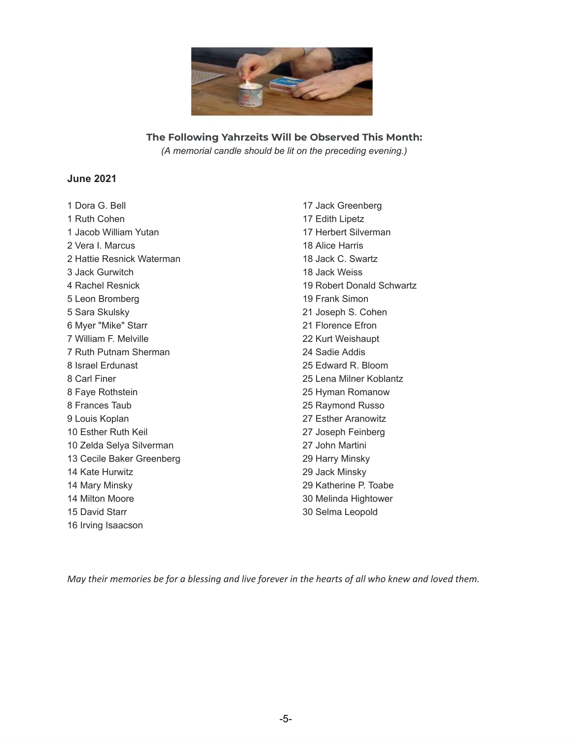### The Following Yahrzeits Will be Observed This Month:

*(A memorial candle should be lit on the preceding evening.)*

**June 2021**

1 Dora G. Bell
1 Ruth Cohen
1 Jacob William Yutan
2 Vera I. Marcus
2 Hattie Resnick Waterman
3 Jack Gurwitch
4 Rachel Resnick
5 Leon Bromberg
5 Sara Skulsky
6 Myer "Mike" Starr
7 William F. Melville
7 Ruth Putnam Sherman
8 Israel Erdunast
8 Carl Finer
8 Faye Rothstein
8 Frances Taub
9 Louis Koplan
10 Esther Ruth Keil
10 Zelda Selya Silverman
13 Cecile Baker Greenberg
14 Kate Hurwitz
14 Mary Minsky
14 Milton Moore
15 David Starr
16 Irving Isaacson
17 Jack Greenberg
17 Edith Lipetz
17 Herbert Silverman
18 Alice Harris
18 Jack C. Swartz
18 Jack Weiss
19 Robert Donald Schwartz
19 Frank Simon
21 Joseph S. Cohen
21 Florence Efron
22 Kurt Weishaupt
24 Sadie Addis
25 Edward R. Bloom
25 Lena Milner Koblantz
25 Hyman Romanow
25 Raymond Russo
27 Esther Aranowitz
27 Joseph Feinberg
27 John Martini
29 Harry Minsky
29 Jack Minsky
29 Katherine P. Toabe
30 Melinda Hightower
30 Selma Leopold

*May their memories be for a blessing and live forever in the hearts of all who knew and loved them.*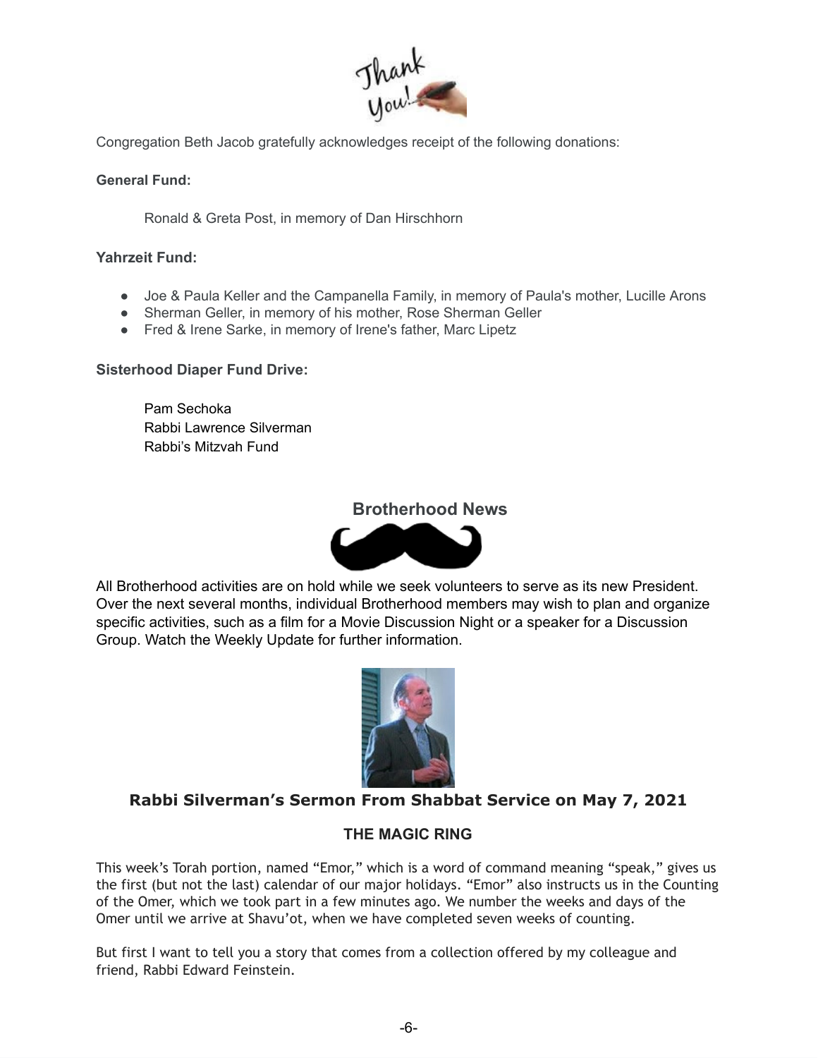Congregation Beth Jacob gratefully acknowledges receipt of the following donations:

**General Fund:**

Ronald & Greta Post, in memory of Dan Hirschhorn

**Yahrzeit Fund:**

- Joe & Paula Keller and the Campanella Family, in memory of Paula's mother, Lucille Arons
- Sherman Geller, in memory of his mother, Rose Sherman Geller
- Fred & Irene Sarke, in memory of Irene's father, Marc Lipetz

**Sisterhood Diaper Fund Drive:**

Pam Sechoka
Rabbi Lawrence Silverman
Rabbi's Mitzvah Fund

## Brotherhood News

All Brotherhood activities are on hold while we seek volunteers to serve as its new President. Over the next several months, individual Brotherhood members may wish to plan and organize specific activities, such as a film for a Movie Discussion Night or a speaker for a Discussion Group. Watch the Weekly Update for further information.

## Rabbi Silverman's Sermon From Shabbat Service on May 7, 2021

### THE MAGIC RING

This week's Torah portion, named "Emor," which is a word of command meaning "speak," gives us the first (but not the last) calendar of our major holidays. "Emor" also instructs us in the Counting of the Omer, which we took part in a few minutes ago. We number the weeks and days of the Omer until we arrive at Shavu'ot, when we have completed seven weeks of counting.

But first I want to tell you a story that comes from a collection offered by my colleague and friend, Rabbi Edward Feinstein.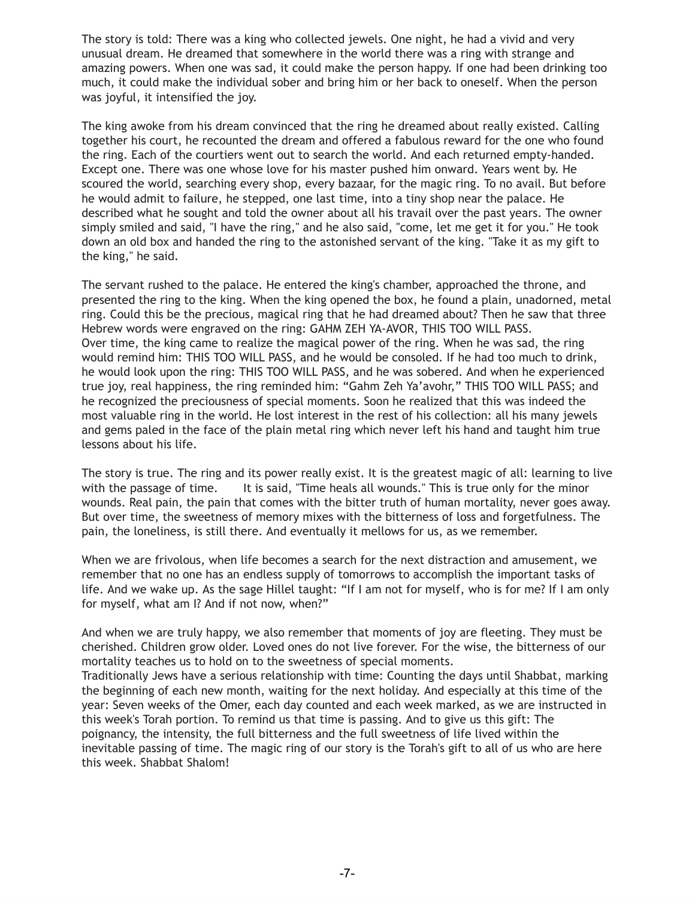The story is told: There was a king who collected jewels. One night, he had a vivid and very unusual dream. He dreamed that somewhere in the world there was a ring with strange and amazing powers. When one was sad, it could make the person happy. If one had been drinking too much, it could make the individual sober and bring him or her back to oneself. When the person was joyful, it intensified the joy.

The king awoke from his dream convinced that the ring he dreamed about really existed. Calling together his court, he recounted the dream and offered a fabulous reward for the one who found the ring. Each of the courtiers went out to search the world. And each returned empty-handed. Except one. There was one whose love for his master pushed him onward. Years went by. He scoured the world, searching every shop, every bazaar, for the magic ring. To no avail. But before he would admit to failure, he stepped, one last time, into a tiny shop near the palace. He described what he sought and told the owner about all his travail over the past years. The owner simply smiled and said, "I have the ring," and he also said, "come, let me get it for you." He took down an old box and handed the ring to the astonished servant of the king. "Take it as my gift to the king," he said.

The servant rushed to the palace. He entered the king's chamber, approached the throne, and presented the ring to the king. When the king opened the box, he found a plain, unadorned, metal ring. Could this be the precious, magical ring that he had dreamed about? Then he saw that three Hebrew words were engraved on the ring: GAHM ZEH YA-AVOR, THIS TOO WILL PASS.
Over time, the king came to realize the magical power of the ring. When he was sad, the ring would remind him: THIS TOO WILL PASS, and he would be consoled. If he had too much to drink, he would look upon the ring: THIS TOO WILL PASS, and he was sobered. And when he experienced true joy, real happiness, the ring reminded him: "Gahm Zeh Ya'avohr," THIS TOO WILL PASS; and he recognized the preciousness of special moments. Soon he realized that this was indeed the most valuable ring in the world. He lost interest in the rest of his collection: all his many jewels and gems paled in the face of the plain metal ring which never left his hand and taught him true lessons about his life.

The story is true. The ring and its power really exist. It is the greatest magic of all: learning to live with the passage of time. It is said, "Time heals all wounds." This is true only for the minor wounds. Real pain, the pain that comes with the bitter truth of human mortality, never goes away. But over time, the sweetness of memory mixes with the bitterness of loss and forgetfulness. The pain, the loneliness, is still there. And eventually it mellows for us, as we remember.

When we are frivolous, when life becomes a search for the next distraction and amusement, we remember that no one has an endless supply of tomorrows to accomplish the important tasks of life. And we wake up. As the sage Hillel taught: "If I am not for myself, who is for me? If I am only for myself, what am I? And if not now, when?"

And when we are truly happy, we also remember that moments of joy are fleeting. They must be cherished. Children grow older. Loved ones do not live forever. For the wise, the bitterness of our mortality teaches us to hold on to the sweetness of special moments.
Traditionally Jews have a serious relationship with time: Counting the days until Shabbat, marking the beginning of each new month, waiting for the next holiday. And especially at this time of the year: Seven weeks of the Omer, each day counted and each week marked, as we are instructed in this week's Torah portion. To remind us that time is passing. And to give us this gift: The poignancy, the intensity, the full bitterness and the full sweetness of life lived within the inevitable passing of time. The magic ring of our story is the Torah's gift to all of us who are here this week. Shabbat Shalom!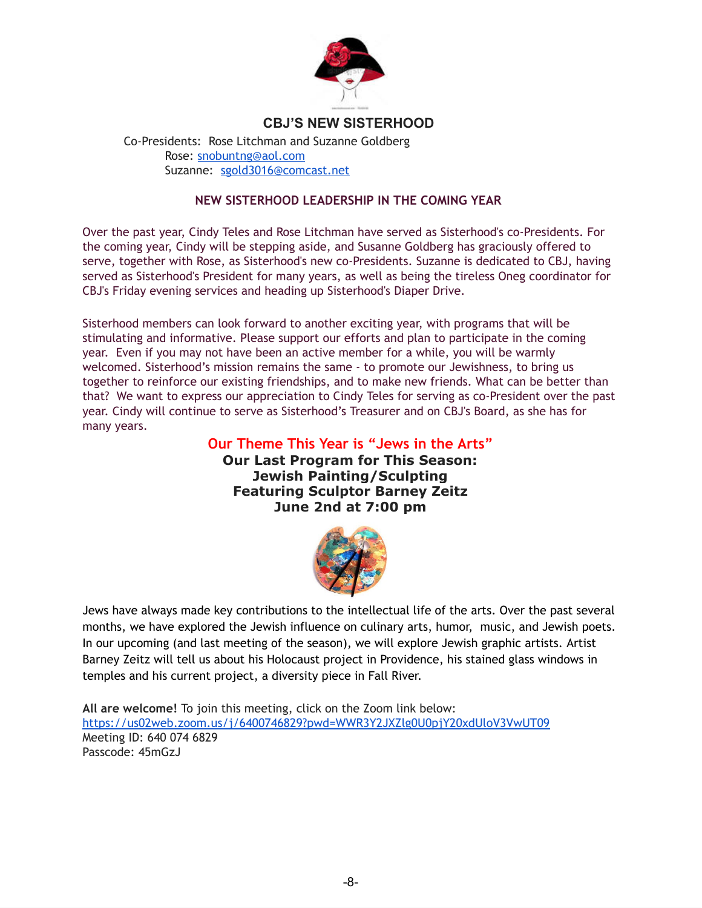## CBJ'S NEW SISTERHOOD

Co-Presidents: Rose Litchman and Suzanne Goldberg
Rose: snobuntng@aol.com
Suzanne: sgold3016@comcast.net

### NEW SISTERHOOD LEADERSHIP IN THE COMING YEAR

Over the past year, Cindy Teles and Rose Litchman have served as Sisterhood's co-Presidents. For the coming year, Cindy will be stepping aside, and Susanne Goldberg has graciously offered to serve, together with Rose, as Sisterhood's new co-Presidents. Suzanne is dedicated to CBJ, having served as Sisterhood's President for many years, as well as being the tireless Oneg coordinator for CBJ's Friday evening services and heading up Sisterhood's Diaper Drive.

Sisterhood members can look forward to another exciting year, with programs that will be stimulating and informative. Please support our efforts and plan to participate in the coming year. Even if you may not have been an active member for a while, you will be warmly welcomed. Sisterhood's mission remains the same - to promote our Jewishness, to bring us together to reinforce our existing friendships, and to make new friends. What can be better than that? We want to express our appreciation to Cindy Teles for serving as co-President over the past year. Cindy will continue to serve as Sisterhood's Treasurer and on CBJ's Board, as she has for many years.

### Our Theme This Year is "Jews in the Arts"

**Our Last Program for This Season:**
**Jewish Painting/Sculpting**
**Featuring Sculptor Barney Zeitz**
**June 2nd at 7:00 pm**

Jews have always made key contributions to the intellectual life of the arts. Over the past several months, we have explored the Jewish influence on culinary arts, humor, music, and Jewish poets. In our upcoming (and last meeting of the season), we will explore Jewish graphic artists. Artist Barney Zeitz will tell us about his Holocaust project in Providence, his stained glass windows in temples and his current project, a diversity piece in Fall River.

**All are welcome!** To join this meeting, click on the Zoom link below:
https://us02web.zoom.us/j/6400746829?pwd=WWR3Y2JXZlg0U0pjY20xdUloV3VwUT09
Meeting ID: 640 074 6829
Passcode: 45mGzJ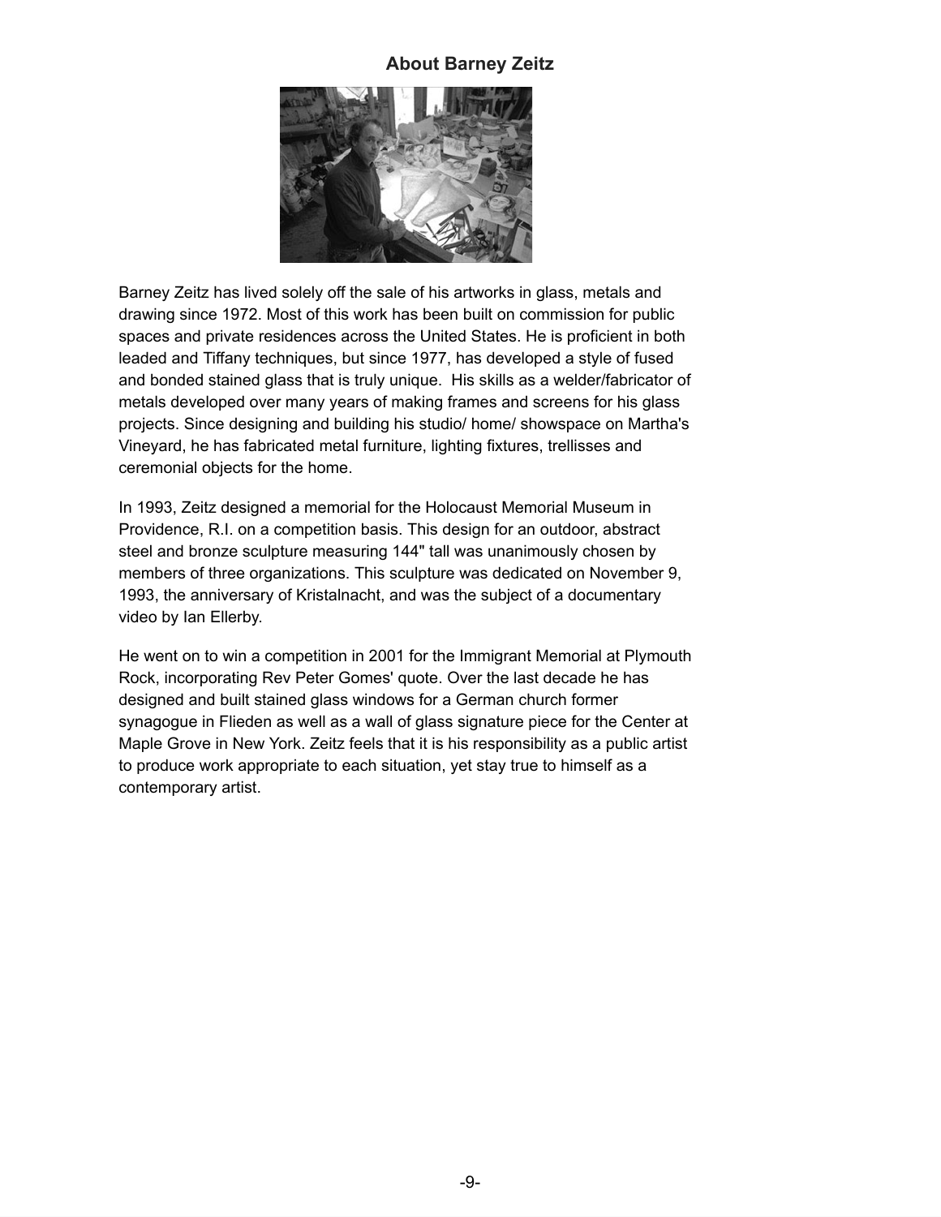## About Barney Zeitz

Barney Zeitz has lived solely off the sale of his artworks in glass, metals and drawing since 1972. Most of this work has been built on commission for public spaces and private residences across the United States. He is proficient in both leaded and Tiffany techniques, but since 1977, has developed a style of fused and bonded stained glass that is truly unique. His skills as a welder/fabricator of metals developed over many years of making frames and screens for his glass projects. Since designing and building his studio/ home/ showspace on Martha's Vineyard, he has fabricated metal furniture, lighting fixtures, trellisses and ceremonial objects for the home.

In 1993, Zeitz designed a memorial for the Holocaust Memorial Museum in Providence, R.I. on a competition basis. This design for an outdoor, abstract steel and bronze sculpture measuring 144" tall was unanimously chosen by members of three organizations. This sculpture was dedicated on November 9, 1993, the anniversary of Kristalnacht, and was the subject of a documentary video by Ian Ellerby.

He went on to win a competition in 2001 for the Immigrant Memorial at Plymouth Rock, incorporating Rev Peter Gomes' quote. Over the last decade he has designed and built stained glass windows for a German church former synagogue in Flieden as well as a wall of glass signature piece for the Center at Maple Grove in New York. Zeitz feels that it is his responsibility as a public artist to produce work appropriate to each situation, yet stay true to himself as a contemporary artist.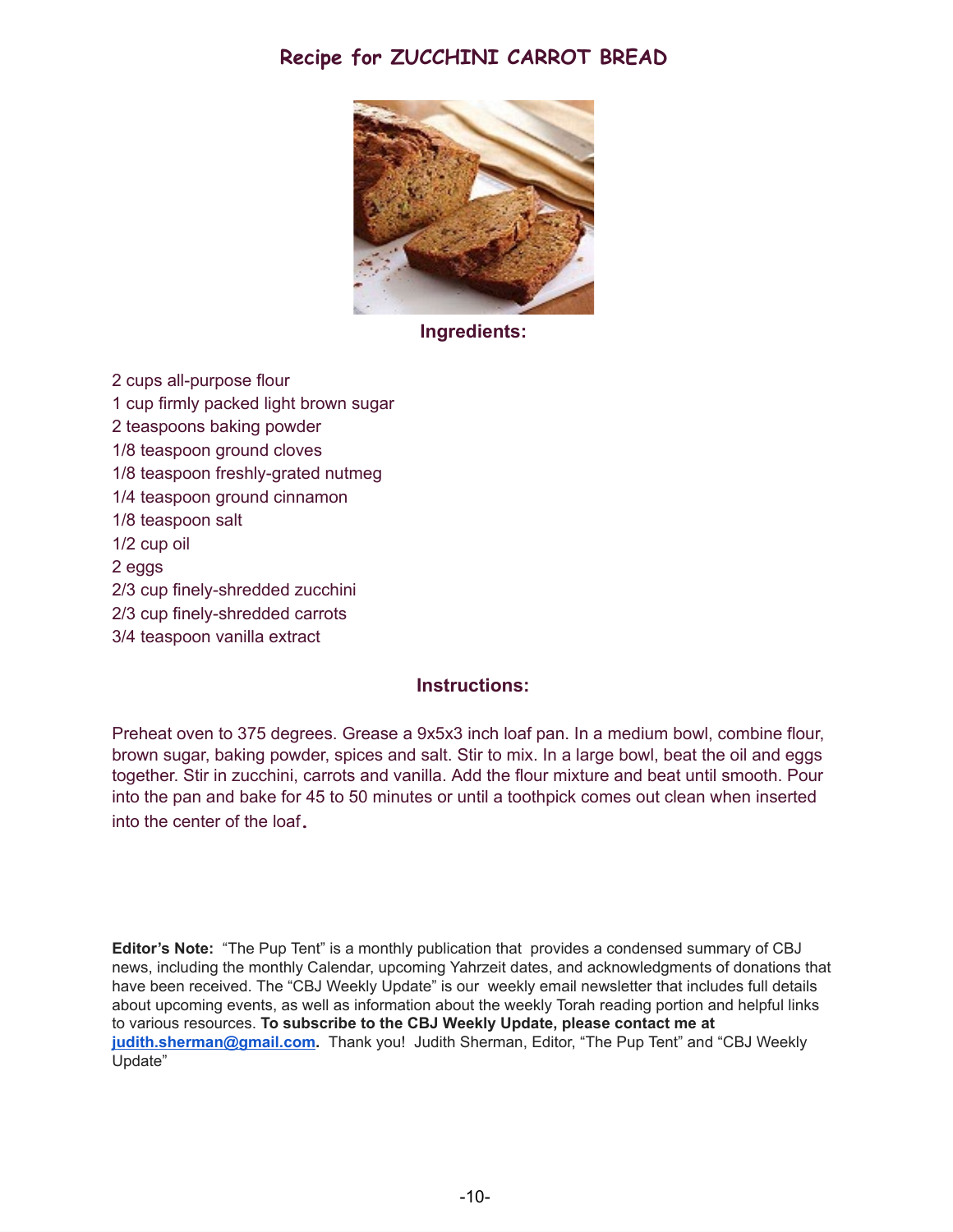# Recipe for ZUCCHINI CARROT BREAD

## Ingredients:

2 cups all-purpose flour
1 cup firmly packed light brown sugar
2 teaspoons baking powder
1/8 teaspoon ground cloves
1/8 teaspoon freshly-grated nutmeg
1/4 teaspoon ground cinnamon
1/8 teaspoon salt
1/2 cup oil
2 eggs
2/3 cup finely-shredded zucchini
2/3 cup finely-shredded carrots
3/4 teaspoon vanilla extract

## Instructions:

Preheat oven to 375 degrees. Grease a 9x5x3 inch loaf pan. In a medium bowl, combine flour, brown sugar, baking powder, spices and salt. Stir to mix. In a large bowl, beat the oil and eggs together. Stir in zucchini, carrots and vanilla. Add the flour mixture and beat until smooth. Pour into the pan and bake for 45 to 50 minutes or until a toothpick comes out clean when inserted into the center of the loaf.

**Editor's Note:** "The Pup Tent" is a monthly publication that provides a condensed summary of CBJ news, including the monthly Calendar, upcoming Yahrzeit dates, and acknowledgments of donations that have been received. The "CBJ Weekly Update" is our weekly email newsletter that includes full details about upcoming events, as well as information about the weekly Torah reading portion and helpful links to various resources. **To subscribe to the CBJ Weekly Update, please contact me at judith.sherman@gmail.com.** Thank you! Judith Sherman, Editor, "The Pup Tent" and "CBJ Weekly Update"